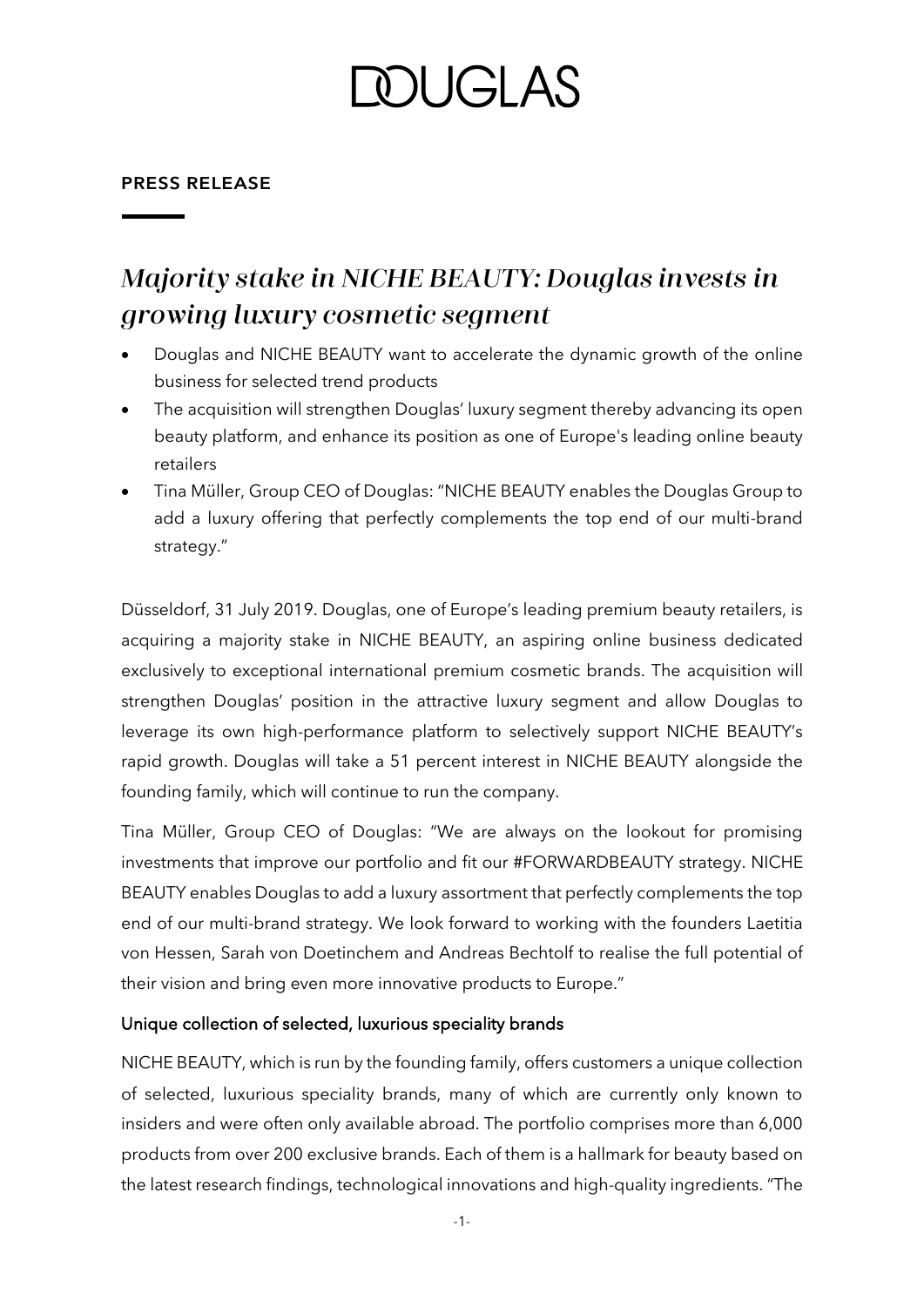# DOUGLAS

**PRESS RELEASE**

## *Majority stake in NICHE BEAUTY: Douglas invests in growing luxury cosmetic segment*

- Douglas and NICHE BEAUTY want to accelerate the dynamic growth of the online business for selected trend products
- The acquisition will strengthen Douglas' luxury segment thereby advancing its open beauty platform, and enhance its position as one of Europe's leading online beauty retailers
- Tina Müller, Group CEO of Douglas: "NICHE BEAUTY enables the Douglas Group to add a luxury offering that perfectly complements the top end of our multi-brand strategy."

Düsseldorf, 31 July 2019. Douglas, one of Europe's leading premium beauty retailers, is acquiring a majority stake in NICHE BEAUTY, an aspiring online business dedicated exclusively to exceptional international premium cosmetic brands. The acquisition will strengthen Douglas' position in the attractive luxury segment and allow Douglas to leverage its own high-performance platform to selectively support NICHE BEAUTY's rapid growth. Douglas will take a 51 percent interest in NICHE BEAUTY alongside the founding family, which will continue to run the company.

Tina Müller, Group CEO of Douglas: "We are always on the lookout for promising investments that improve our portfolio and fit our #FORWARDBEAUTY strategy. NICHE BEAUTY enables Douglas to add a luxury assortment that perfectly complements the top end of our multi-brand strategy. We look forward to working with the founders Laetitia von Hessen, Sarah von Doetinchem and Andreas Bechtolf to realise the full potential of their vision and bring even more innovative products to Europe."

### Unique collection of selected, luxurious speciality brands

NICHE BEAUTY, which is run by the founding family, offers customers a unique collection of selected, luxurious speciality brands, many of which are currently only known to insiders and were often only available abroad. The portfolio comprises more than 6,000 products from over 200 exclusive brands. Each of them is a hallmark for beauty based on the latest research findings, technological innovations and high-quality ingredients. "The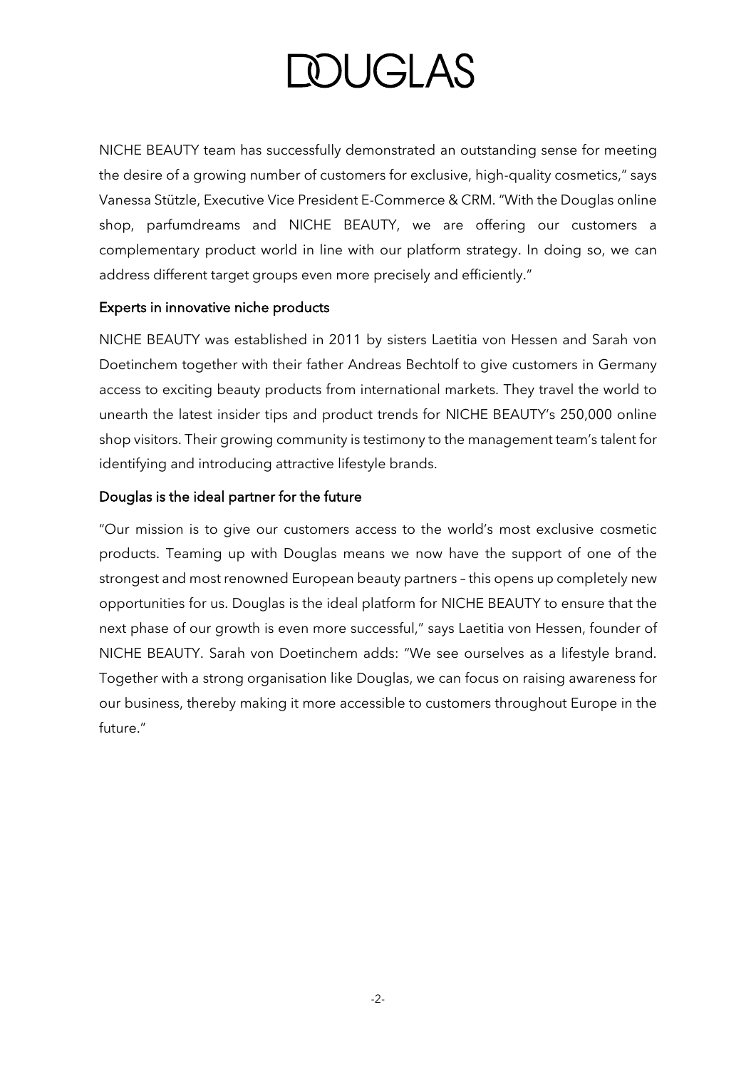NICHE BEAUTY team has successfully demonstrated an outstanding sense for meeting the desire of a growing number of customers for exclusive, high-quality cosmetics," says Vanessa Stützle, Executive Vice President E-Commerce & CRM. "With the Douglas online shop, parfumdreams and NICHE BEAUTY, we are offering our customers a complementary product world in line with our platform strategy. In doing so, we can address different target groups even more precisely and efficiently."

## Experts in innovative niche products

NICHE BEAUTY was established in 2011 by sisters Laetitia von Hessen and Sarah von Doetinchem together with their father Andreas Bechtolf to give customers in Germany access to exciting beauty products from international markets. They travel the world to unearth the latest insider tips and product trends for NICHE BEAUTY's 250,000 online shop visitors. Their growing community is testimony to the management team's talent for identifying and introducing attractive lifestyle brands.

## Douglas is the ideal partner for the future

"Our mission is to give our customers access to the world's most exclusive cosmetic products. Teaming up with Douglas means we now have the support of one of the strongest and most renowned European beauty partners – this opens up completely new opportunities for us. Douglas is the ideal platform for NICHE BEAUTY to ensure that the next phase of our growth is even more successful," says Laetitia von Hessen, founder of NICHE BEAUTY. Sarah von Doetinchem adds: "We see ourselves as a lifestyle brand. Together with a strong organisation like Douglas, we can focus on raising awareness for our business, thereby making it more accessible to customers throughout Europe in the future."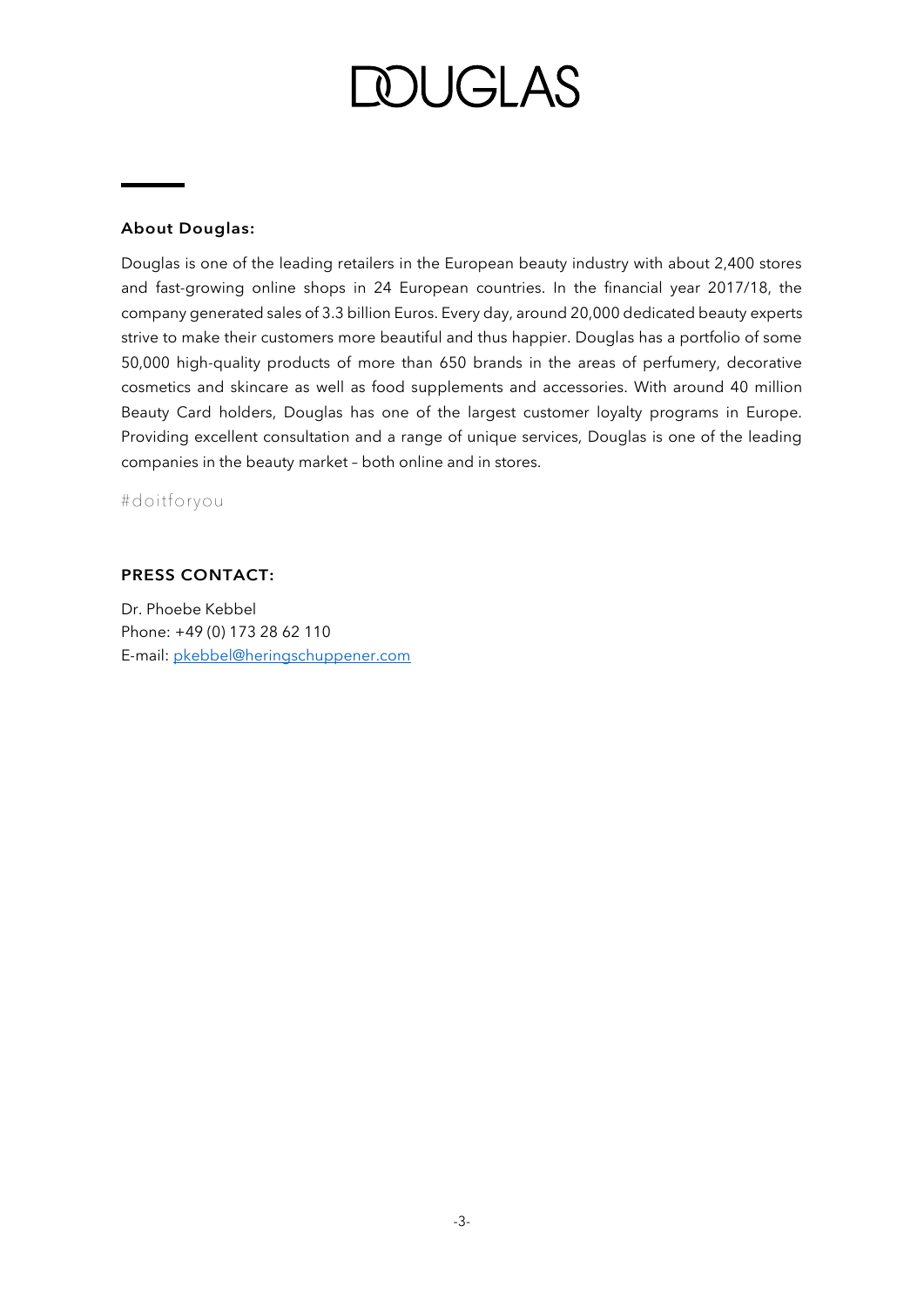# DOUGLAS

**About Douglas:**

Douglas is one of the leading retailers in the European beauty industry with about 2,400 stores and fast-growing online shops in 24 European countries. In the financial year 2017/18, the company generated sales of 3.3 billion Euros. Every day, around 20,000 dedicated beauty experts strive to make their customers more beautiful and thus happier. Douglas has a portfolio of some 50,000 high-quality products of more than 650 brands in the areas of perfumery, decorative cosmetics and skincare as well as food supplements and accessories. With around 40 million Beauty Card holders, Douglas has one of the largest customer loyalty programs in Europe. Providing excellent consultation and a range of unique services, Douglas is one of the leading companies in the beauty market – both online and in stores.

#doitforyou

**PRESS CONTACT:**

Dr. Phoebe Kebbel
Phone: +49 (0) 173 28 62 110
E-mail: pkebbel@heringschuppener.com